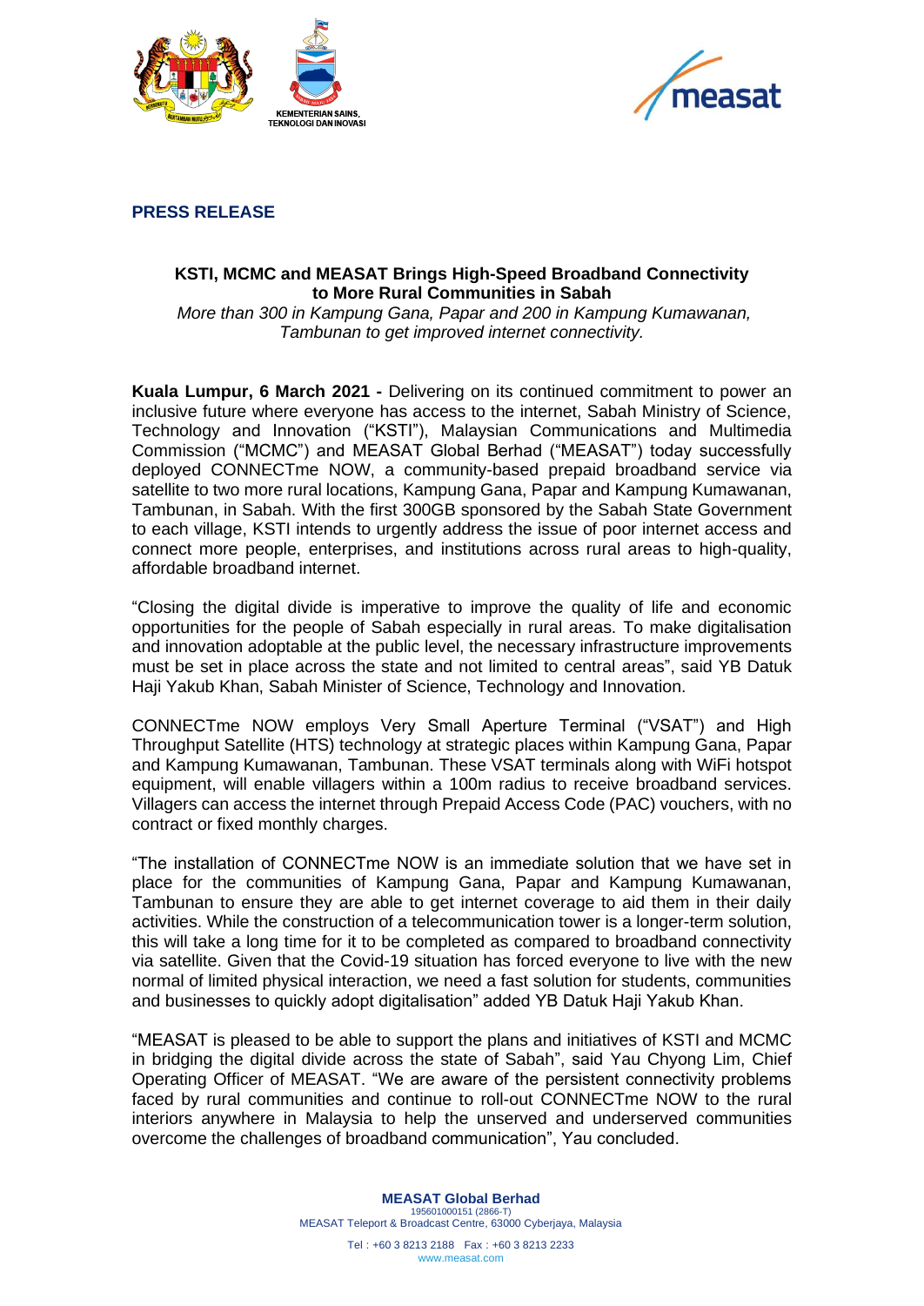KEMENTERIAN SAINS, TEKNOLOGI DAN INOVASI

**PRESS RELEASE**

## KSTI, MCMC and MEASAT Brings High-Speed Broadband Connectivity to More Rural Communities in Sabah

*More than 300 in Kampung Gana, Papar and 200 in Kampung Kumawanan, Tambunan to get improved internet connectivity.*

**Kuala Lumpur, 6 March 2021 -** Delivering on its continued commitment to power an inclusive future where everyone has access to the internet, Sabah Ministry of Science, Technology and Innovation ("KSTI"), Malaysian Communications and Multimedia Commission ("MCMC") and MEASAT Global Berhad ("MEASAT") today successfully deployed CONNECTme NOW, a community-based prepaid broadband service via satellite to two more rural locations, Kampung Gana, Papar and Kampung Kumawanan, Tambunan, in Sabah. With the first 300GB sponsored by the Sabah State Government to each village, KSTI intends to urgently address the issue of poor internet access and connect more people, enterprises, and institutions across rural areas to high-quality, affordable broadband internet.

"Closing the digital divide is imperative to improve the quality of life and economic opportunities for the people of Sabah especially in rural areas. To make digitalisation and innovation adoptable at the public level, the necessary infrastructure improvements must be set in place across the state and not limited to central areas", said YB Datuk Haji Yakub Khan, Sabah Minister of Science, Technology and Innovation.

CONNECTme NOW employs Very Small Aperture Terminal ("VSAT") and High Throughput Satellite (HTS) technology at strategic places within Kampung Gana, Papar and Kampung Kumawanan, Tambunan. These VSAT terminals along with WiFi hotspot equipment, will enable villagers within a 100m radius to receive broadband services. Villagers can access the internet through Prepaid Access Code (PAC) vouchers, with no contract or fixed monthly charges.

"The installation of CONNECTme NOW is an immediate solution that we have set in place for the communities of Kampung Gana, Papar and Kampung Kumawanan, Tambunan to ensure they are able to get internet coverage to aid them in their daily activities. While the construction of a telecommunication tower is a longer-term solution, this will take a long time for it to be completed as compared to broadband connectivity via satellite. Given that the Covid-19 situation has forced everyone to live with the new normal of limited physical interaction, we need a fast solution for students, communities and businesses to quickly adopt digitalisation" added YB Datuk Haji Yakub Khan.

"MEASAT is pleased to be able to support the plans and initiatives of KSTI and MCMC in bridging the digital divide across the state of Sabah", said Yau Chyong Lim, Chief Operating Officer of MEASAT. "We are aware of the persistent connectivity problems faced by rural communities and continue to roll-out CONNECTme NOW to the rural interiors anywhere in Malaysia to help the unserved and underserved communities overcome the challenges of broadband communication", Yau concluded.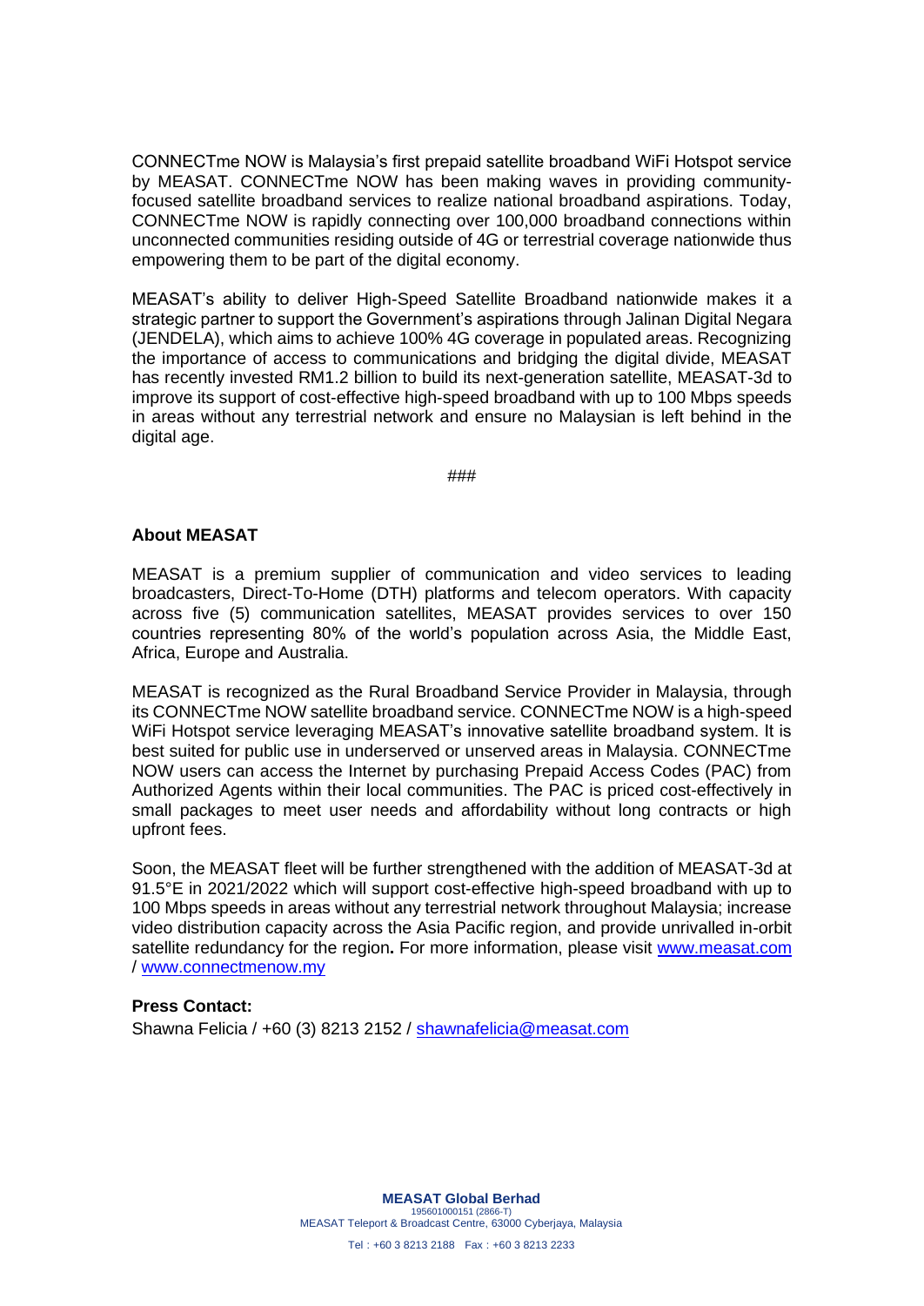CONNECTme NOW is Malaysia's first prepaid satellite broadband WiFi Hotspot service by MEASAT. CONNECTme NOW has been making waves in providing community-focused satellite broadband services to realize national broadband aspirations. Today, CONNECTme NOW is rapidly connecting over 100,000 broadband connections within unconnected communities residing outside of 4G or terrestrial coverage nationwide thus empowering them to be part of the digital economy.

MEASAT's ability to deliver High-Speed Satellite Broadband nationwide makes it a strategic partner to support the Government's aspirations through Jalinan Digital Negara (JENDELA), which aims to achieve 100% 4G coverage in populated areas. Recognizing the importance of access to communications and bridging the digital divide, MEASAT has recently invested RM1.2 billion to build its next-generation satellite, MEASAT-3d to improve its support of cost-effective high-speed broadband with up to 100 Mbps speeds in areas without any terrestrial network and ensure no Malaysian is left behind in the digital age.

###

**About MEASAT**

MEASAT is a premium supplier of communication and video services to leading broadcasters, Direct-To-Home (DTH) platforms and telecom operators. With capacity across five (5) communication satellites, MEASAT provides services to over 150 countries representing 80% of the world's population across Asia, the Middle East, Africa, Europe and Australia.

MEASAT is recognized as the Rural Broadband Service Provider in Malaysia, through its CONNECTme NOW satellite broadband service. CONNECTme NOW is a high-speed WiFi Hotspot service leveraging MEASAT's innovative satellite broadband system. It is best suited for public use in underserved or unserved areas in Malaysia. CONNECTme NOW users can access the Internet by purchasing Prepaid Access Codes (PAC) from Authorized Agents within their local communities. The PAC is priced cost-effectively in small packages to meet user needs and affordability without long contracts or high upfront fees.

Soon, the MEASAT fleet will be further strengthened with the addition of MEASAT-3d at 91.5°E in 2021/2022 which will support cost-effective high-speed broadband with up to 100 Mbps speeds in areas without any terrestrial network throughout Malaysia; increase video distribution capacity across the Asia Pacific region, and provide unrivalled in-orbit satellite redundancy for the region**.** For more information, please visit www.measat.com / www.connectmenow.my

**Press Contact:**
Shawna Felicia / +60 (3) 8213 2152 / shawnafelicia@measat.com

**MEASAT Global Berhad**
195601000151 (2866-T)
MEASAT Teleport & Broadcast Centre, 63000 Cyberjaya, Malaysia
Tel : +60 3 8213 2188 Fax : +60 3 8213 2233